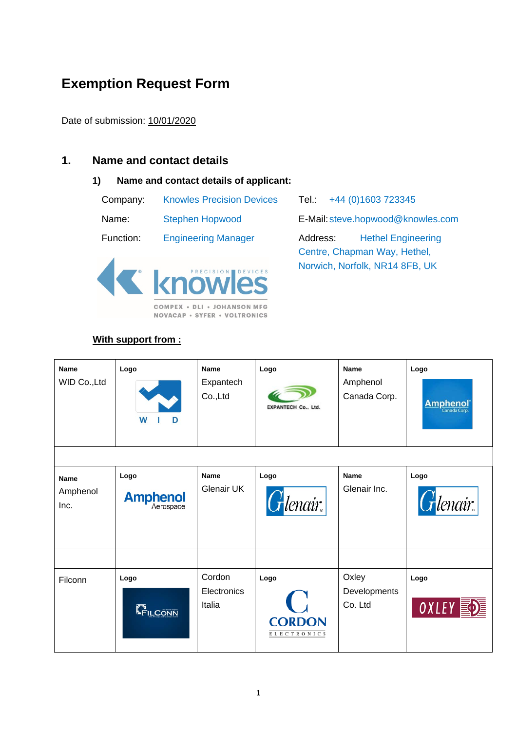# Exemption Request Form

Date of submission: 10/01/2020

## 1. Name and contact details

### 1) Name and contact details of applicant:

Company: Knowles Precision Devices

Name: Stephen Hopwood

Function: Engineering Manager

Tel.: +44 (0)1603 723345

E-Mail: steve.hopwood@knowles.com

Address: Hethel Engineering Centre, Chapman Way, Hethel, Norwich, Norfolk, NR14 8FB, UK

**With support from :**

| Name | Logo | Name | Logo | Name | Logo |
|---|---|---|---|---|---|
| WID Co.,Ltd | | Expantech Co.,Ltd | | Amphenol Canada Corp. | |
| | | | | | |
| **Name** Amphenol Inc. | **Logo** | **Name** Glenair UK | **Logo** | **Name** Glenair Inc. | **Logo** |
| | | | | | |
| Filconn | **Logo** | Cordon Electronics Italia | **Logo** | Oxley Developments Co. Ltd | **Logo** |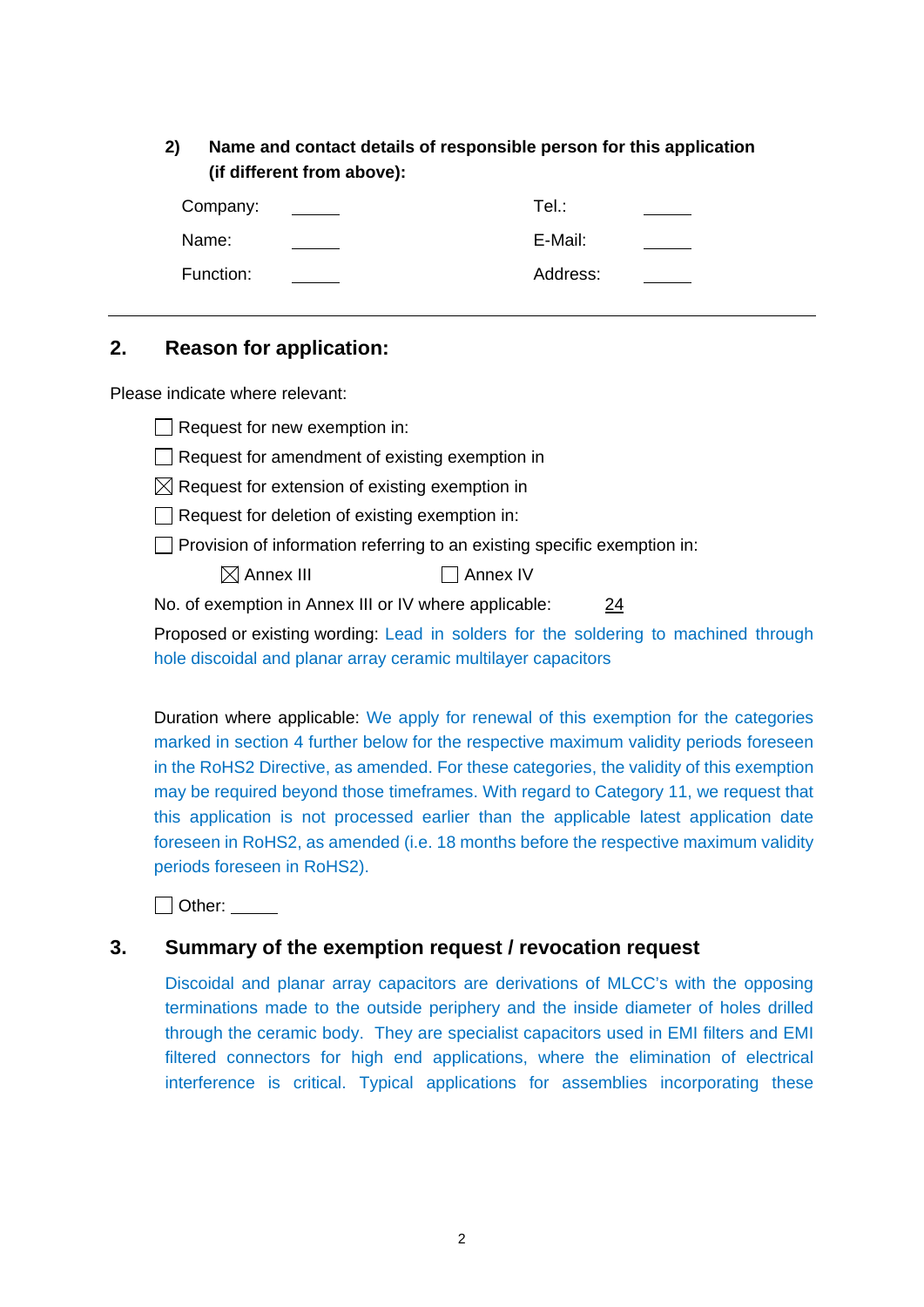**2) Name and contact details of responsible person for this application (if different from above):**

| Company: | _____ | Tel.: | _____ |
|---|---|---|---|
| Name: | _____ | E-Mail: | _____ |
| Function: | _____ | Address: | _____ |

---

## 2. Reason for application:

Please indicate where relevant:

- [ ] Request for new exemption in:
- [ ] Request for amendment of existing exemption in
- [x] Request for extension of existing exemption in
- [ ] Request for deletion of existing exemption in:
- [ ] Provision of information referring to an existing specific exemption in:

  [x] Annex III  [ ] Annex IV

No. of exemption in Annex III or IV where applicable: 24

Proposed or existing wording: Lead in solders for the soldering to machined through hole discoidal and planar array ceramic multilayer capacitors

Duration where applicable: We apply for renewal of this exemption for the categories marked in section 4 further below for the respective maximum validity periods foreseen in the RoHS2 Directive, as amended. For these categories, the validity of this exemption may be required beyond those timeframes. With regard to Category 11, we request that this application is not processed earlier than the applicable latest application date foreseen in RoHS2, as amended (i.e. 18 months before the respective maximum validity periods foreseen in RoHS2).

- [ ] Other: _____

## 3. Summary of the exemption request / revocation request

Discoidal and planar array capacitors are derivations of MLCC's with the opposing terminations made to the outside periphery and the inside diameter of holes drilled through the ceramic body. They are specialist capacitors used in EMI filters and EMI filtered connectors for high end applications, where the elimination of electrical interference is critical. Typical applications for assemblies incorporating these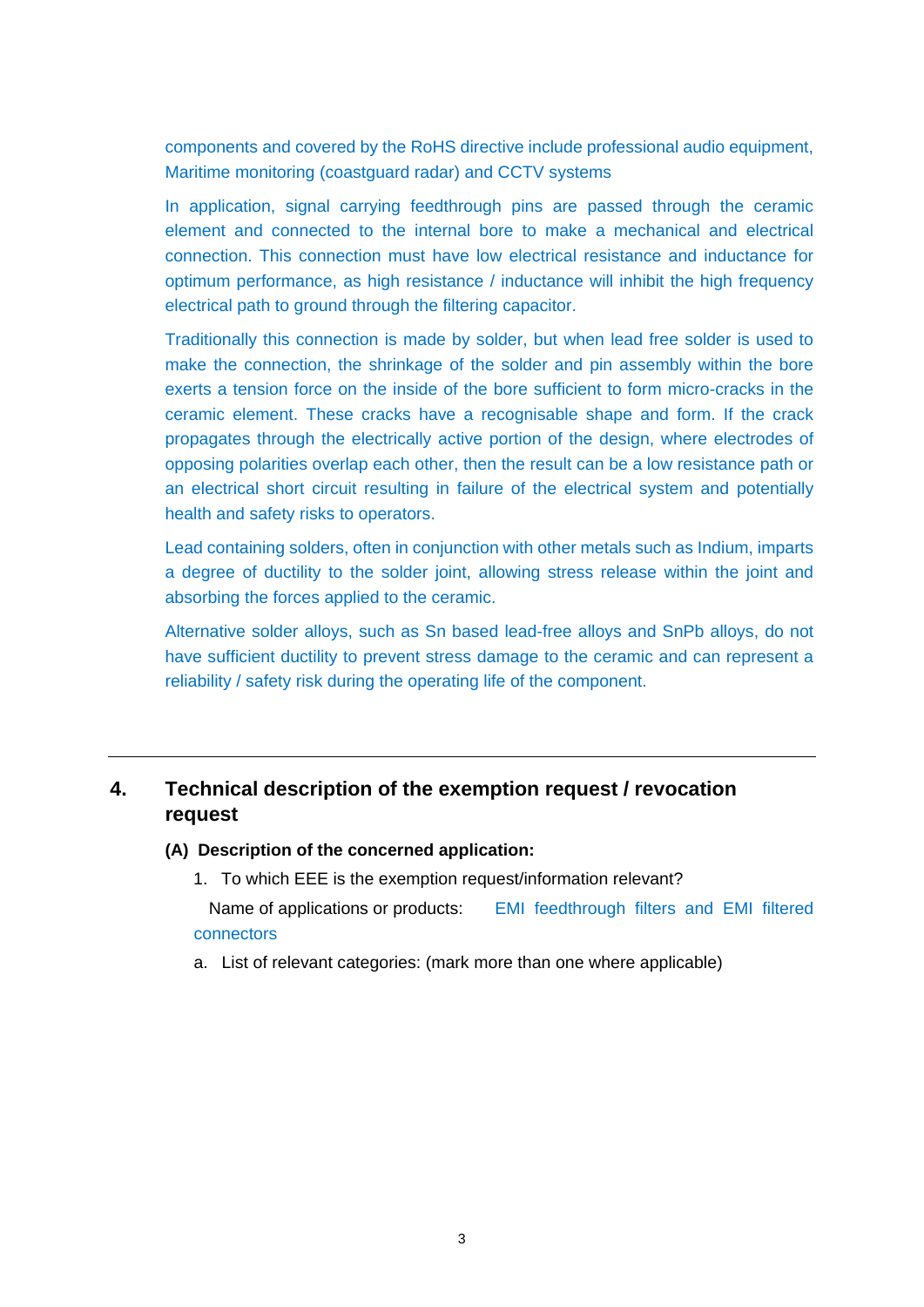components and covered by the RoHS directive include professional audio equipment, Maritime monitoring (coastguard radar) and CCTV systems

In application, signal carrying feedthrough pins are passed through the ceramic element and connected to the internal bore to make a mechanical and electrical connection. This connection must have low electrical resistance and inductance for optimum performance, as high resistance / inductance will inhibit the high frequency electrical path to ground through the filtering capacitor.

Traditionally this connection is made by solder, but when lead free solder is used to make the connection, the shrinkage of the solder and pin assembly within the bore exerts a tension force on the inside of the bore sufficient to form micro-cracks in the ceramic element. These cracks have a recognisable shape and form. If the crack propagates through the electrically active portion of the design, where electrodes of opposing polarities overlap each other, then the result can be a low resistance path or an electrical short circuit resulting in failure of the electrical system and potentially health and safety risks to operators.

Lead containing solders, often in conjunction with other metals such as Indium, imparts a degree of ductility to the solder joint, allowing stress release within the joint and absorbing the forces applied to the ceramic.

Alternative solder alloys, such as Sn based lead-free alloys and SnPb alloys, do not have sufficient ductility to prevent stress damage to the ceramic and can represent a reliability / safety risk during the operating life of the component.

---

## 4. Technical description of the exemption request / revocation request

### (A) Description of the concerned application:

1. To which EEE is the exemption request/information relevant?

   Name of applications or products: EMI feedthrough filters and EMI filtered connectors

   a. List of relevant categories: (mark more than one where applicable)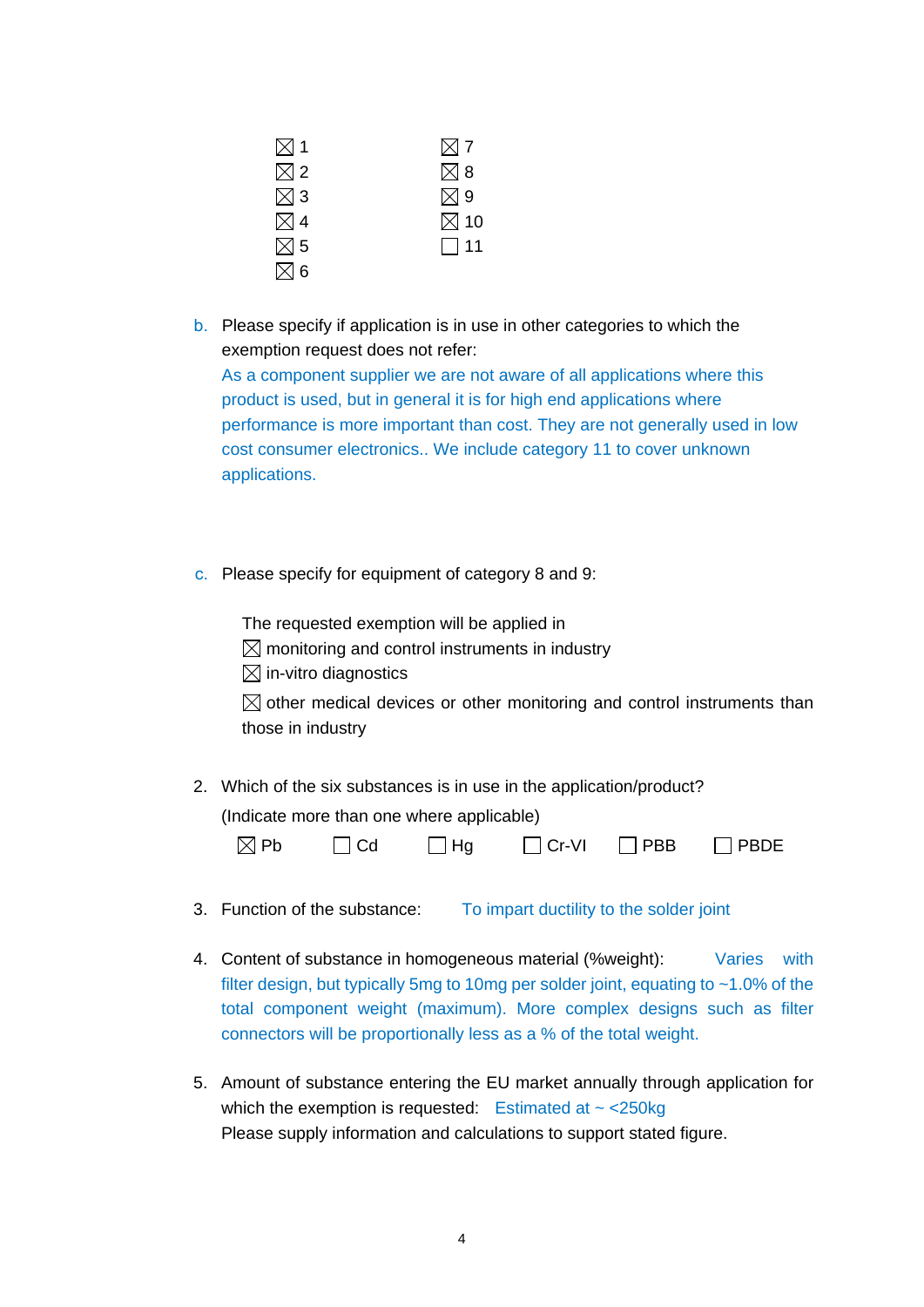☒ 1
☒ 2
☒ 3
☒ 4
☒ 5
☒ 6
☒ 7
☒ 8
☒ 9
☒ 10
☐ 11

b. Please specify if application is in use in other categories to which the exemption request does not refer:
As a component supplier we are not aware of all applications where this product is used, but in general it is for high end applications where performance is more important than cost. They are not generally used in low cost consumer electronics.. We include category 11 to cover unknown applications.

c. Please specify for equipment of category 8 and 9:

The requested exemption will be applied in
☒ monitoring and control instruments in industry
☒ in-vitro diagnostics
☒ other medical devices or other monitoring and control instruments than those in industry

2. Which of the six substances is in use in the application/product?
(Indicate more than one where applicable)
☒ Pb ☐ Cd ☐ Hg ☐ Cr-VI ☐ PBB ☐ PBDE

3. Function of the substance: To impart ductility to the solder joint

4. Content of substance in homogeneous material (%weight): Varies with filter design, but typically 5mg to 10mg per solder joint, equating to ~1.0% of the total component weight (maximum). More complex designs such as filter connectors will be proportionally less as a % of the total weight.

5. Amount of substance entering the EU market annually through application for which the exemption is requested: Estimated at ~ <250kg
Please supply information and calculations to support stated figure.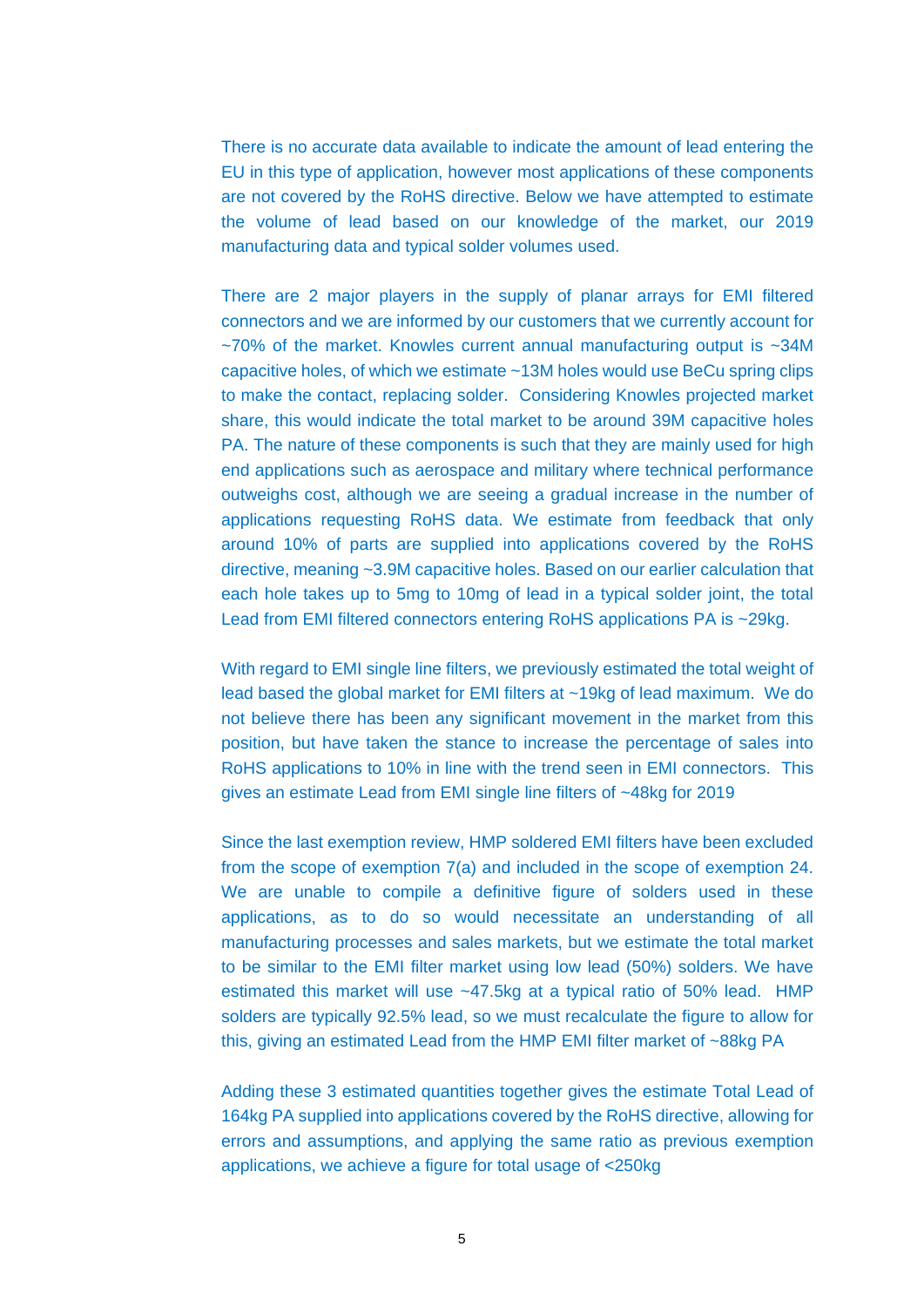There is no accurate data available to indicate the amount of lead entering the EU in this type of application, however most applications of these components are not covered by the RoHS directive. Below we have attempted to estimate the volume of lead based on our knowledge of the market, our 2019 manufacturing data and typical solder volumes used.

There are 2 major players in the supply of planar arrays for EMI filtered connectors and we are informed by our customers that we currently account for ~70% of the market. Knowles current annual manufacturing output is ~34M capacitive holes, of which we estimate ~13M holes would use BeCu spring clips to make the contact, replacing solder. Considering Knowles projected market share, this would indicate the total market to be around 39M capacitive holes PA. The nature of these components is such that they are mainly used for high end applications such as aerospace and military where technical performance outweighs cost, although we are seeing a gradual increase in the number of applications requesting RoHS data. We estimate from feedback that only around 10% of parts are supplied into applications covered by the RoHS directive, meaning ~3.9M capacitive holes. Based on our earlier calculation that each hole takes up to 5mg to 10mg of lead in a typical solder joint, the total Lead from EMI filtered connectors entering RoHS applications PA is ~29kg.

With regard to EMI single line filters, we previously estimated the total weight of lead based the global market for EMI filters at ~19kg of lead maximum. We do not believe there has been any significant movement in the market from this position, but have taken the stance to increase the percentage of sales into RoHS applications to 10% in line with the trend seen in EMI connectors. This gives an estimate Lead from EMI single line filters of ~48kg for 2019

Since the last exemption review, HMP soldered EMI filters have been excluded from the scope of exemption 7(a) and included in the scope of exemption 24. We are unable to compile a definitive figure of solders used in these applications, as to do so would necessitate an understanding of all manufacturing processes and sales markets, but we estimate the total market to be similar to the EMI filter market using low lead (50%) solders. We have estimated this market will use ~47.5kg at a typical ratio of 50% lead. HMP solders are typically 92.5% lead, so we must recalculate the figure to allow for this, giving an estimated Lead from the HMP EMI filter market of ~88kg PA

Adding these 3 estimated quantities together gives the estimate Total Lead of 164kg PA supplied into applications covered by the RoHS directive, allowing for errors and assumptions, and applying the same ratio as previous exemption applications, we achieve a figure for total usage of <250kg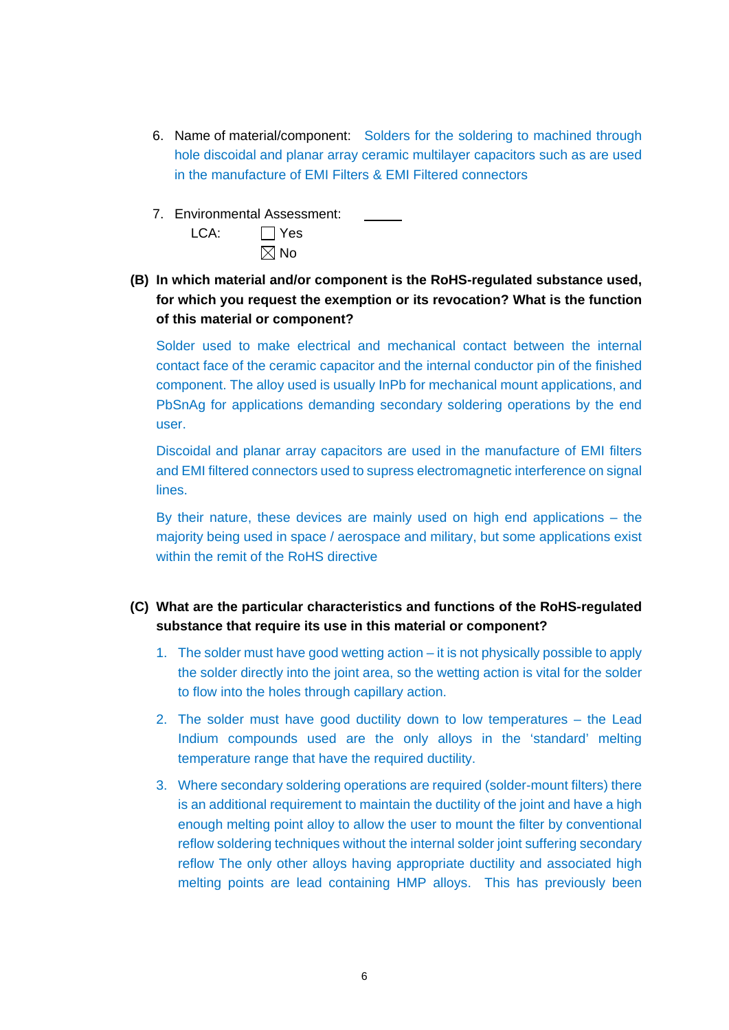6. Name of material/component: Solders for the soldering to machined through hole discoidal and planar array ceramic multilayer capacitors such as are used in the manufacture of EMI Filters & EMI Filtered connectors

7. Environmental Assessment: \_\_\_\_\_\_

   LCA: ☐ Yes
   
   ☒ No

**(B) In which material and/or component is the RoHS-regulated substance used, for which you request the exemption or its revocation? What is the function of this material or component?**

Solder used to make electrical and mechanical contact between the internal contact face of the ceramic capacitor and the internal conductor pin of the finished component. The alloy used is usually InPb for mechanical mount applications, and PbSnAg for applications demanding secondary soldering operations by the end user.

Discoidal and planar array capacitors are used in the manufacture of EMI filters and EMI filtered connectors used to supress electromagnetic interference on signal lines.

By their nature, these devices are mainly used on high end applications – the majority being used in space / aerospace and military, but some applications exist within the remit of the RoHS directive

**(C) What are the particular characteristics and functions of the RoHS-regulated substance that require its use in this material or component?**

1. The solder must have good wetting action – it is not physically possible to apply the solder directly into the joint area, so the wetting action is vital for the solder to flow into the holes through capillary action.
2. The solder must have good ductility down to low temperatures – the Lead Indium compounds used are the only alloys in the 'standard' melting temperature range that have the required ductility.
3. Where secondary soldering operations are required (solder-mount filters) there is an additional requirement to maintain the ductility of the joint and have a high enough melting point alloy to allow the user to mount the filter by conventional reflow soldering techniques without the internal solder joint suffering secondary reflow The only other alloys having appropriate ductility and associated high melting points are lead containing HMP alloys. This has previously been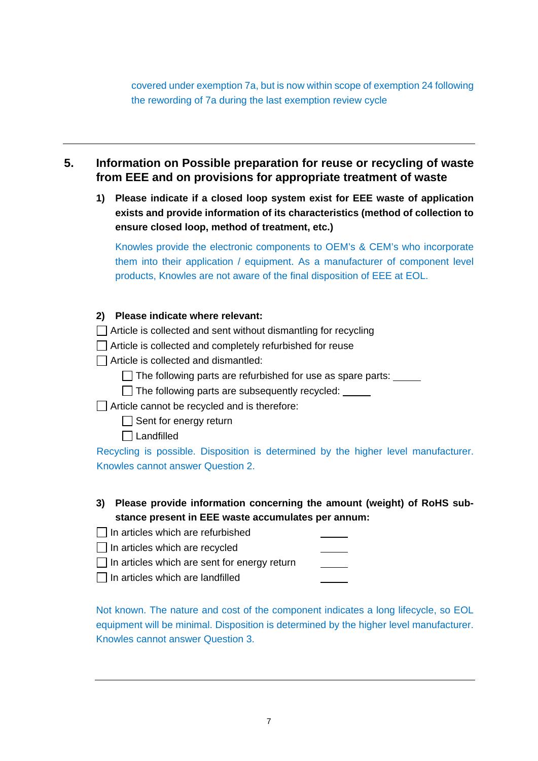covered under exemption 7a, but is now within scope of exemption 24 following the rewording of 7a during the last exemption review cycle

---

## 5. Information on Possible preparation for reuse or recycling of waste from EEE and on provisions for appropriate treatment of waste

**1) Please indicate if a closed loop system exist for EEE waste of application exists and provide information of its characteristics (method of collection to ensure closed loop, method of treatment, etc.)**

Knowles provide the electronic components to OEM's & CEM's who incorporate them into their application / equipment. As a manufacturer of component level products, Knowles are not aware of the final disposition of EEE at EOL.

**2) Please indicate where relevant:**

- ☐ Article is collected and sent without dismantling for recycling
- ☐ Article is collected and completely refurbished for reuse
- ☐ Article is collected and dismantled:
  - ☐ The following parts are refurbished for use as spare parts: _____
  - ☐ The following parts are subsequently recycled: _____
- ☐ Article cannot be recycled and is therefore:
  - ☐ Sent for energy return
  - ☐ Landfilled

Recycling is possible. Disposition is determined by the higher level manufacturer. Knowles cannot answer Question 2.

**3) Please provide information concerning the amount (weight) of RoHS substance present in EEE waste accumulates per annum:**

- ☐ In articles which are refurbished _____
- ☐ In articles which are recycled _____
- ☐ In articles which are sent for energy return _____
- ☐ In articles which are landfilled _____

Not known. The nature and cost of the component indicates a long lifecycle, so EOL equipment will be minimal. Disposition is determined by the higher level manufacturer. Knowles cannot answer Question 3.

---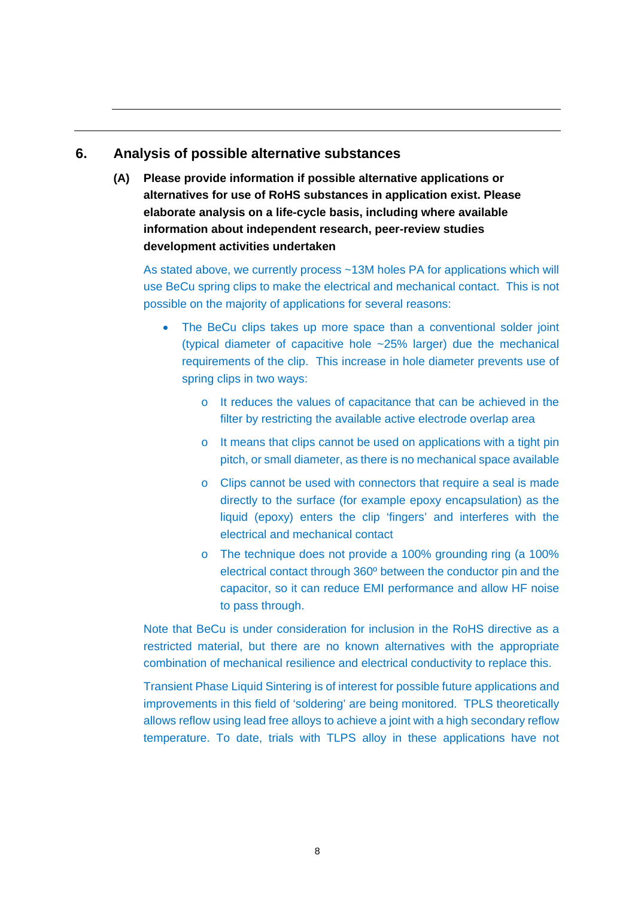## 6. Analysis of possible alternative substances

**(A) Please provide information if possible alternative applications or alternatives for use of RoHS substances in application exist. Please elaborate analysis on a life-cycle basis, including where available information about independent research, peer-review studies development activities undertaken**

As stated above, we currently process ~13M holes PA for applications which will use BeCu spring clips to make the electrical and mechanical contact. This is not possible on the majority of applications for several reasons:

- The BeCu clips takes up more space than a conventional solder joint (typical diameter of capacitive hole ~25% larger) due the mechanical requirements of the clip. This increase in hole diameter prevents use of spring clips in two ways:
  - It reduces the values of capacitance that can be achieved in the filter by restricting the available active electrode overlap area
  - It means that clips cannot be used on applications with a tight pin pitch, or small diameter, as there is no mechanical space available
  - Clips cannot be used with connectors that require a seal is made directly to the surface (for example epoxy encapsulation) as the liquid (epoxy) enters the clip 'fingers' and interferes with the electrical and mechanical contact
  - The technique does not provide a 100% grounding ring (a 100% electrical contact through 360º between the conductor pin and the capacitor, so it can reduce EMI performance and allow HF noise to pass through.

Note that BeCu is under consideration for inclusion in the RoHS directive as a restricted material, but there are no known alternatives with the appropriate combination of mechanical resilience and electrical conductivity to replace this.

Transient Phase Liquid Sintering is of interest for possible future applications and improvements in this field of 'soldering' are being monitored. TPLS theoretically allows reflow using lead free alloys to achieve a joint with a high secondary reflow temperature. To date, trials with TLPS alloy in these applications have not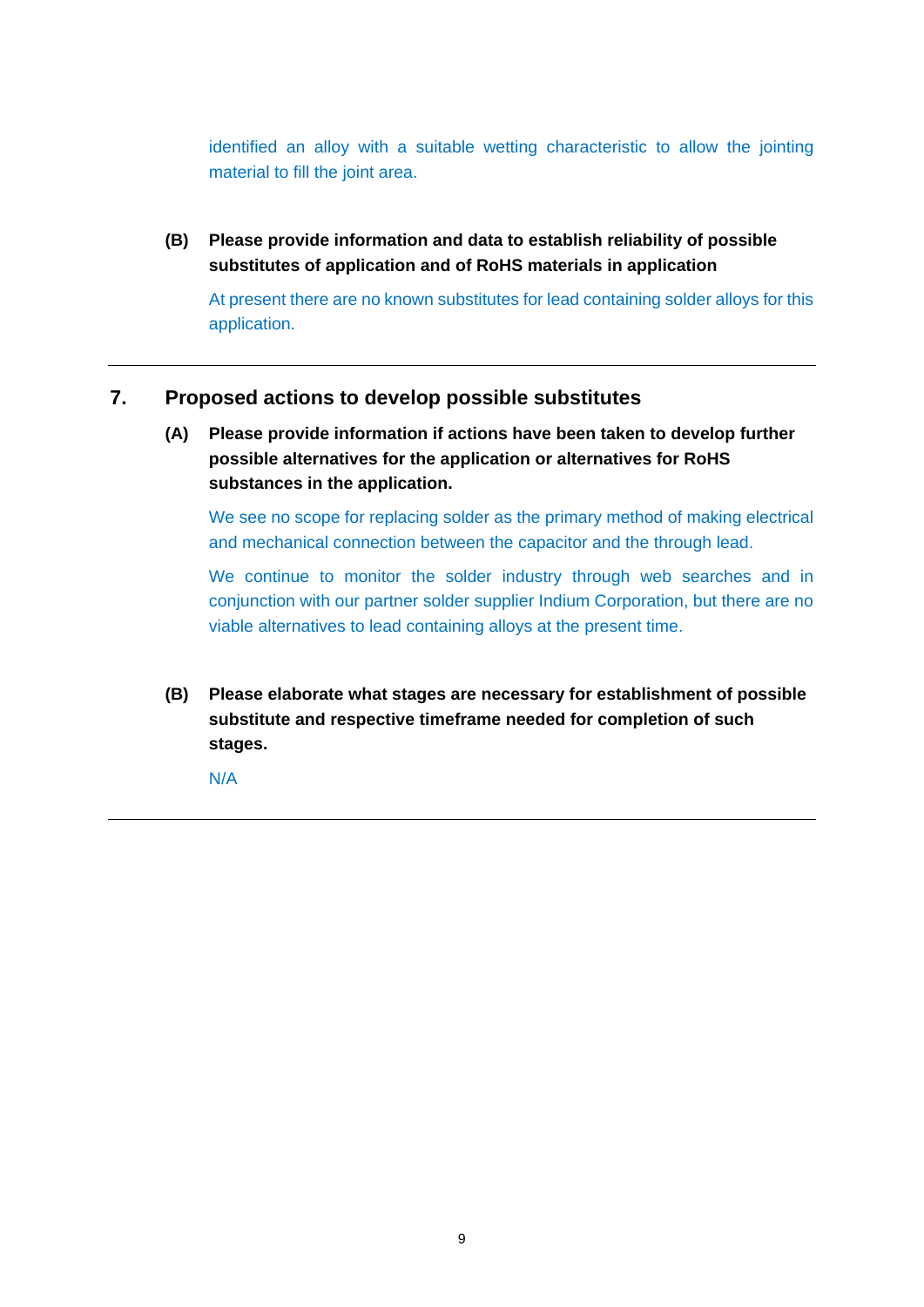identified an alloy with a suitable wetting characteristic to allow the jointing material to fill the joint area.

**(B) Please provide information and data to establish reliability of possible substitutes of application and of RoHS materials in application**

At present there are no known substitutes for lead containing solder alloys for this application.

---

## 7. Proposed actions to develop possible substitutes

**(A) Please provide information if actions have been taken to develop further possible alternatives for the application or alternatives for RoHS substances in the application.**

We see no scope for replacing solder as the primary method of making electrical and mechanical connection between the capacitor and the through lead.

We continue to monitor the solder industry through web searches and in conjunction with our partner solder supplier Indium Corporation, but there are no viable alternatives to lead containing alloys at the present time.

**(B) Please elaborate what stages are necessary for establishment of possible substitute and respective timeframe needed for completion of such stages.**

N/A

---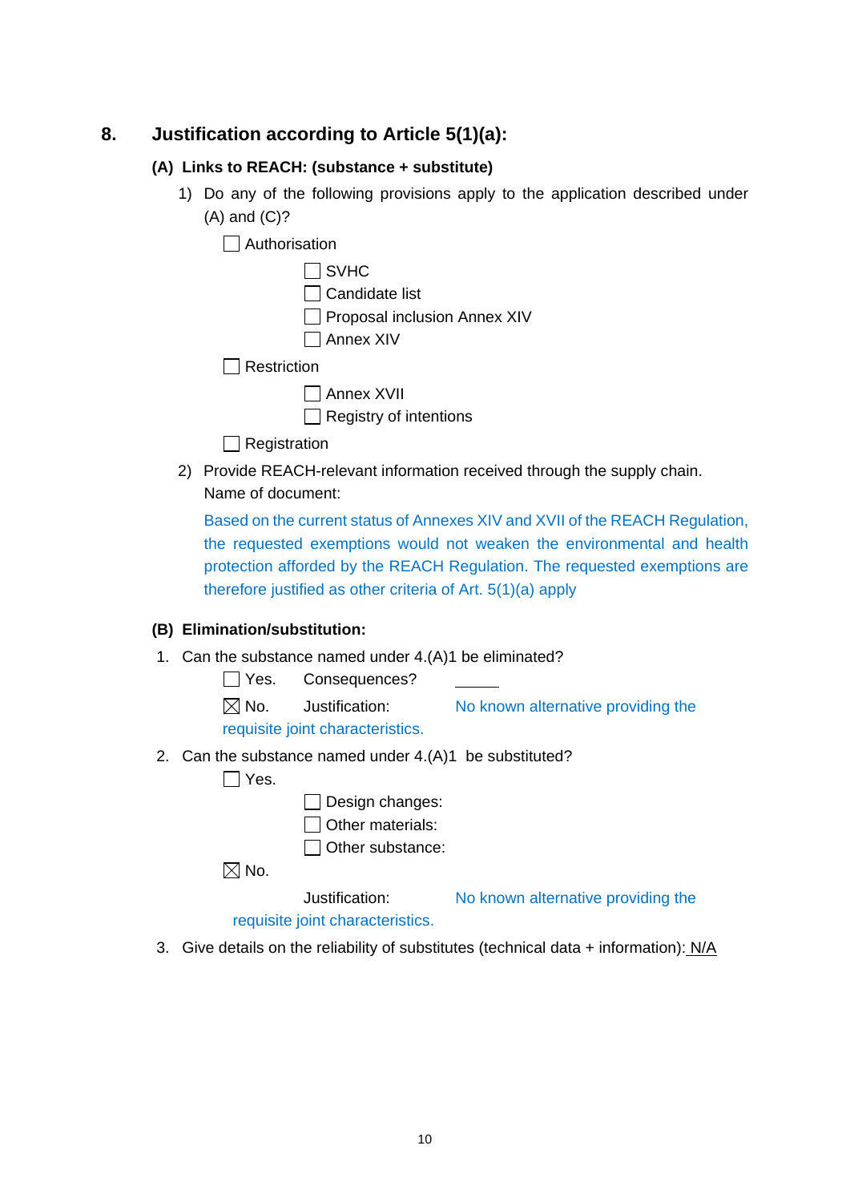## 8. Justification according to Article 5(1)(a):

### (A) Links to REACH: (substance + substitute)

1) Do any of the following provisions apply to the application described under (A) and (C)?

- ☐ Authorisation
  - ☐ SVHC
  - ☐ Candidate list
  - ☐ Proposal inclusion Annex XIV
  - ☐ Annex XIV
- ☐ Restriction
  - ☐ Annex XVII
  - ☐ Registry of intentions
- ☐ Registration

2) Provide REACH-relevant information received through the supply chain.
   Name of document:

   Based on the current status of Annexes XIV and XVII of the REACH Regulation, the requested exemptions would not weaken the environmental and health protection afforded by the REACH Regulation. The requested exemptions are therefore justified as other criteria of Art. 5(1)(a) apply

### (B) Elimination/substitution:

1. Can the substance named under 4.(A)1 be eliminated?

   ☐ Yes. Consequences? ______

   ☒ No. Justification: No known alternative providing the requisite joint characteristics.

2. Can the substance named under 4.(A)1 be substituted?

   ☐ Yes.
   - ☐ Design changes:
   - ☐ Other materials:
   - ☐ Other substance:

   ☒ No.

   Justification: No known alternative providing the requisite joint characteristics.

3. Give details on the reliability of substitutes (technical data + information): N/A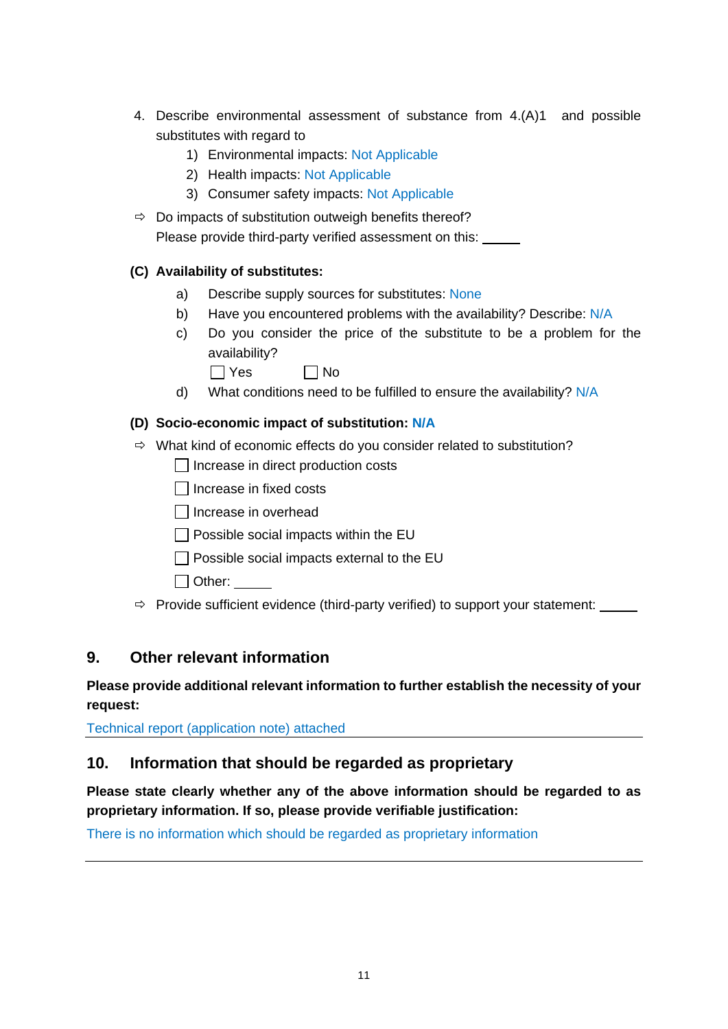4. Describe environmental assessment of substance from 4.(A)1 and possible substitutes with regard to
   1) Environmental impacts: Not Applicable
   2) Health impacts: Not Applicable
   3) Consumer safety impacts: Not Applicable

⇨ Do impacts of substitution outweigh benefits thereof?
Please provide third-party verified assessment on this: _____

**(C) Availability of substitutes:**

a) Describe supply sources for substitutes: None

b) Have you encountered problems with the availability? Describe: N/A

c) Do you consider the price of the substitute to be a problem for the availability?

☐ Yes ☐ No

d) What conditions need to be fulfilled to ensure the availability? N/A

**(D) Socio-economic impact of substitution: N/A**

⇨ What kind of economic effects do you consider related to substitution?

☐ Increase in direct production costs

☐ Increase in fixed costs

☐ Increase in overhead

☐ Possible social impacts within the EU

☐ Possible social impacts external to the EU

☐ Other: _____

⇨ Provide sufficient evidence (third-party verified) to support your statement: _____

## 9. Other relevant information

**Please provide additional relevant information to further establish the necessity of your request:**

Technical report (application note) attached

## 10. Information that should be regarded as proprietary

**Please state clearly whether any of the above information should be regarded to as proprietary information. If so, please provide verifiable justification:**

There is no information which should be regarded as proprietary information